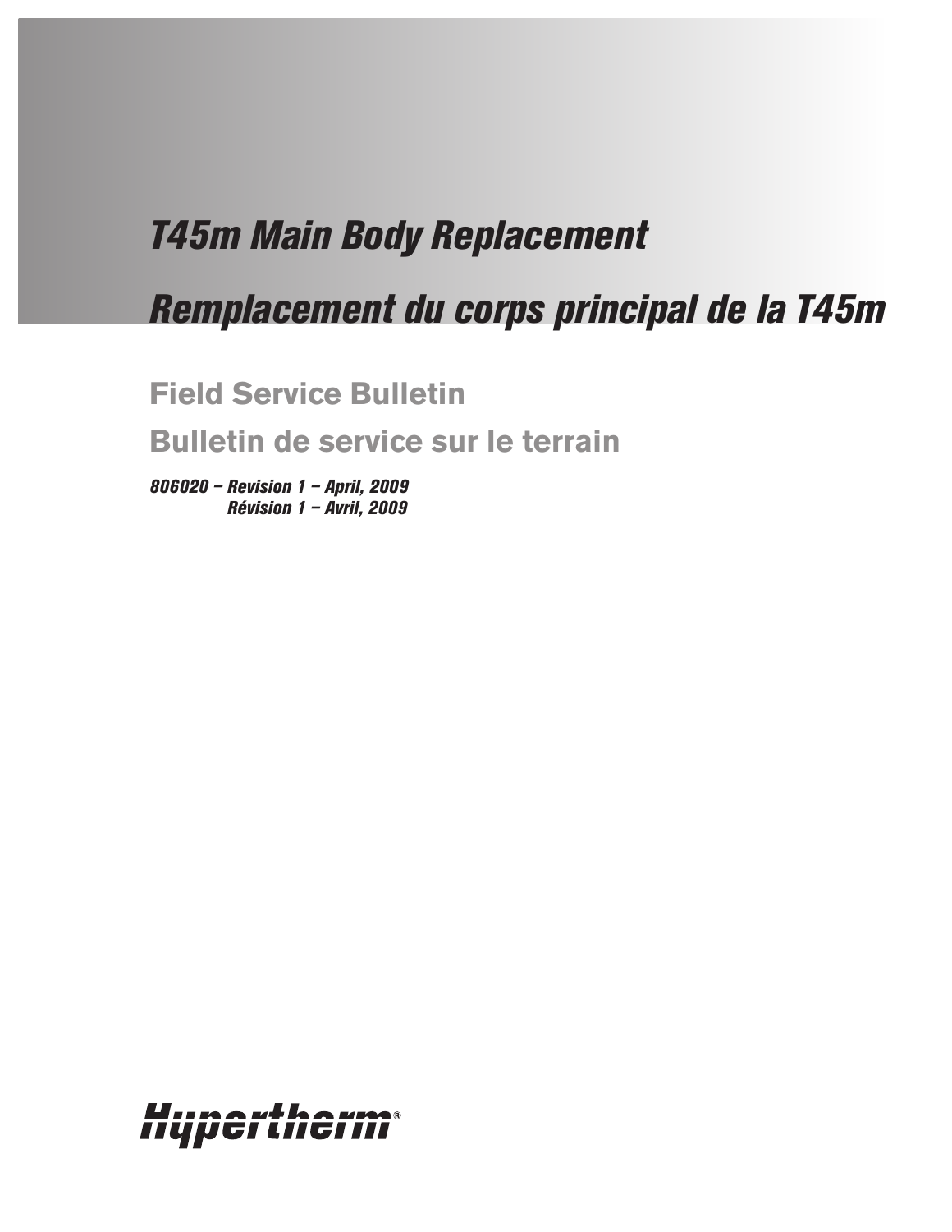# *T45m Main Body Replacement*

# *Remplacement du corps principal de la T45m*

## Field Service Bulletin

## Bulletin de service sur le terrain

***806020 – Revision 1 – April, 2009***
***Révision 1 – Avril, 2009***

Hypertherm®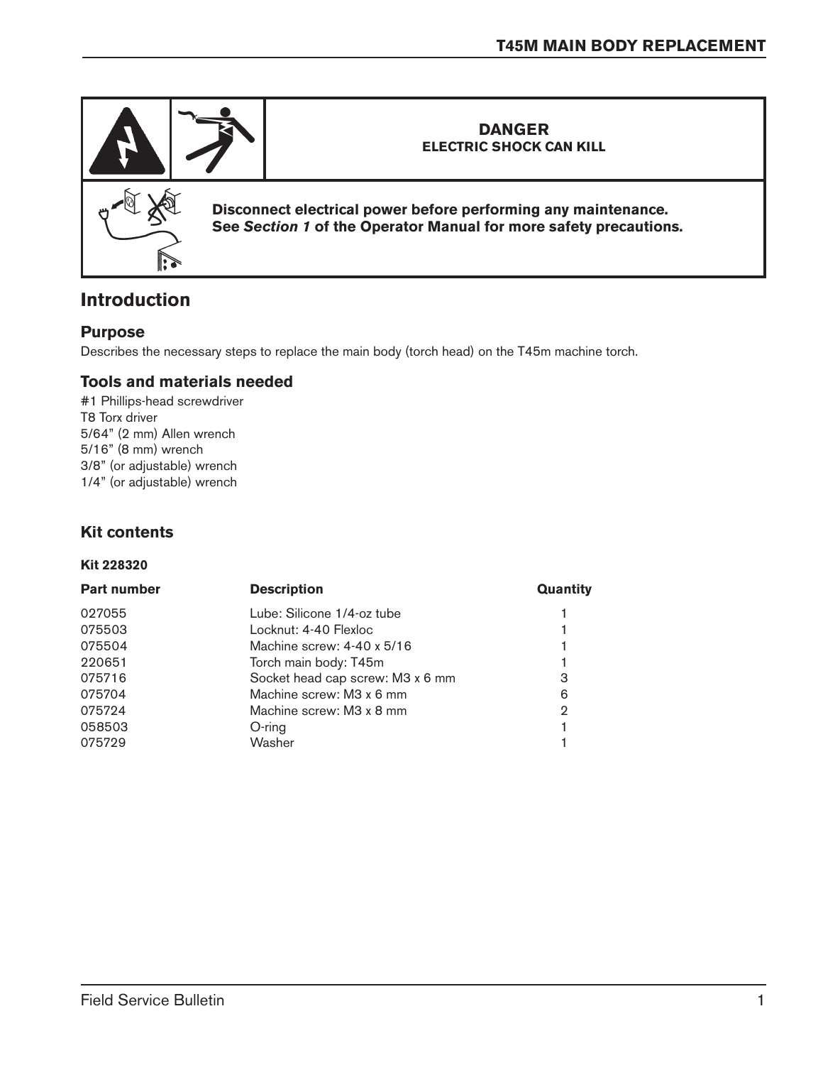**DANGER**
**ELECTRIC SHOCK CAN KILL**

**Disconnect electrical power before performing any maintenance.**
**See *Section 1* of the Operator Manual for more safety precautions.**

## Introduction

### Purpose

Describes the necessary steps to replace the main body (torch head) on the T45m machine torch.

### Tools and materials needed

#1 Phillips-head screwdriver
T8 Torx driver
5/64" (2 mm) Allen wrench
5/16" (8 mm) wrench
3/8" (or adjustable) wrench
1/4" (or adjustable) wrench

### Kit contents

**Kit 228320**

| Part number | Description | Quantity |
|---|---|---|
| 027055 | Lube: Silicone 1/4-oz tube | 1 |
| 075503 | Locknut: 4-40 Flexloc | 1 |
| 075504 | Machine screw: 4-40 x 5/16 | 1 |
| 220651 | Torch main body: T45m | 1 |
| 075716 | Socket head cap screw: M3 x 6 mm | 3 |
| 075704 | Machine screw: M3 x 6 mm | 6 |
| 075724 | Machine screw: M3 x 8 mm | 2 |
| 058503 | O-ring | 1 |
| 075729 | Washer | 1 |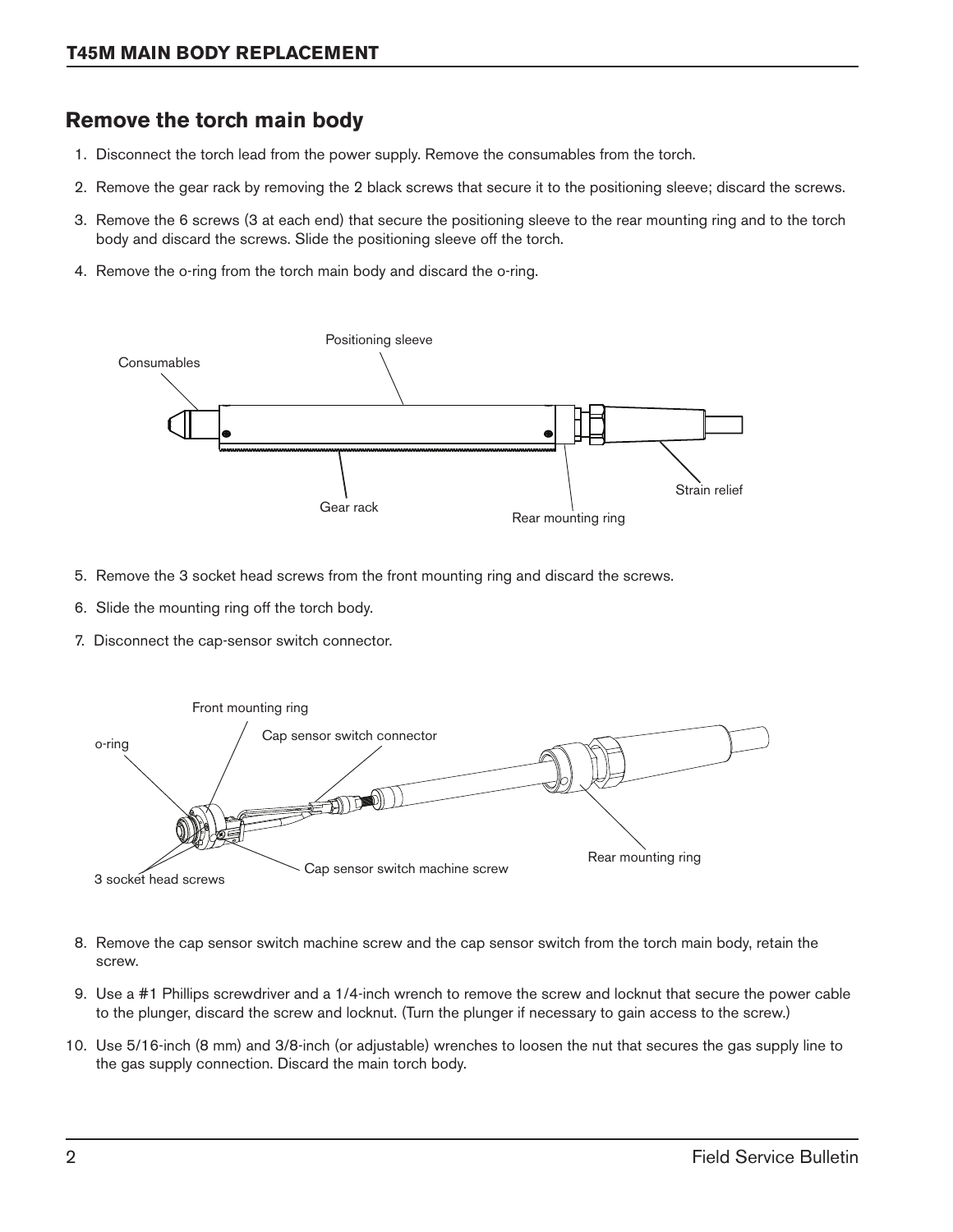## Remove the torch main body

1. Disconnect the torch lead from the power supply. Remove the consumables from the torch.
2. Remove the gear rack by removing the 2 black screws that secure it to the positioning sleeve; discard the screws.
3. Remove the 6 screws (3 at each end) that secure the positioning sleeve to the rear mounting ring and to the torch body and discard the screws. Slide the positioning sleeve off the torch.
4. Remove the o-ring from the torch main body and discard the o-ring.

Consumables
Positioning sleeve
Gear rack
Rear mounting ring
Strain relief

5. Remove the 3 socket head screws from the front mounting ring and discard the screws.
6. Slide the mounting ring off the torch body.
7. Disconnect the cap-sensor switch connector.

Front mounting ring
o-ring
Cap sensor switch connector
3 socket head screws
Cap sensor switch machine screw
Rear mounting ring

8. Remove the cap sensor switch machine screw and the cap sensor switch from the torch main body, retain the screw.
9. Use a #1 Phillips screwdriver and a 1/4-inch wrench to remove the screw and locknut that secure the power cable to the plunger, discard the screw and locknut. (Turn the plunger if necessary to gain access to the screw.)
10. Use 5/16-inch (8 mm) and 3/8-inch (or adjustable) wrenches to loosen the nut that secures the gas supply line to the gas supply connection. Discard the main torch body.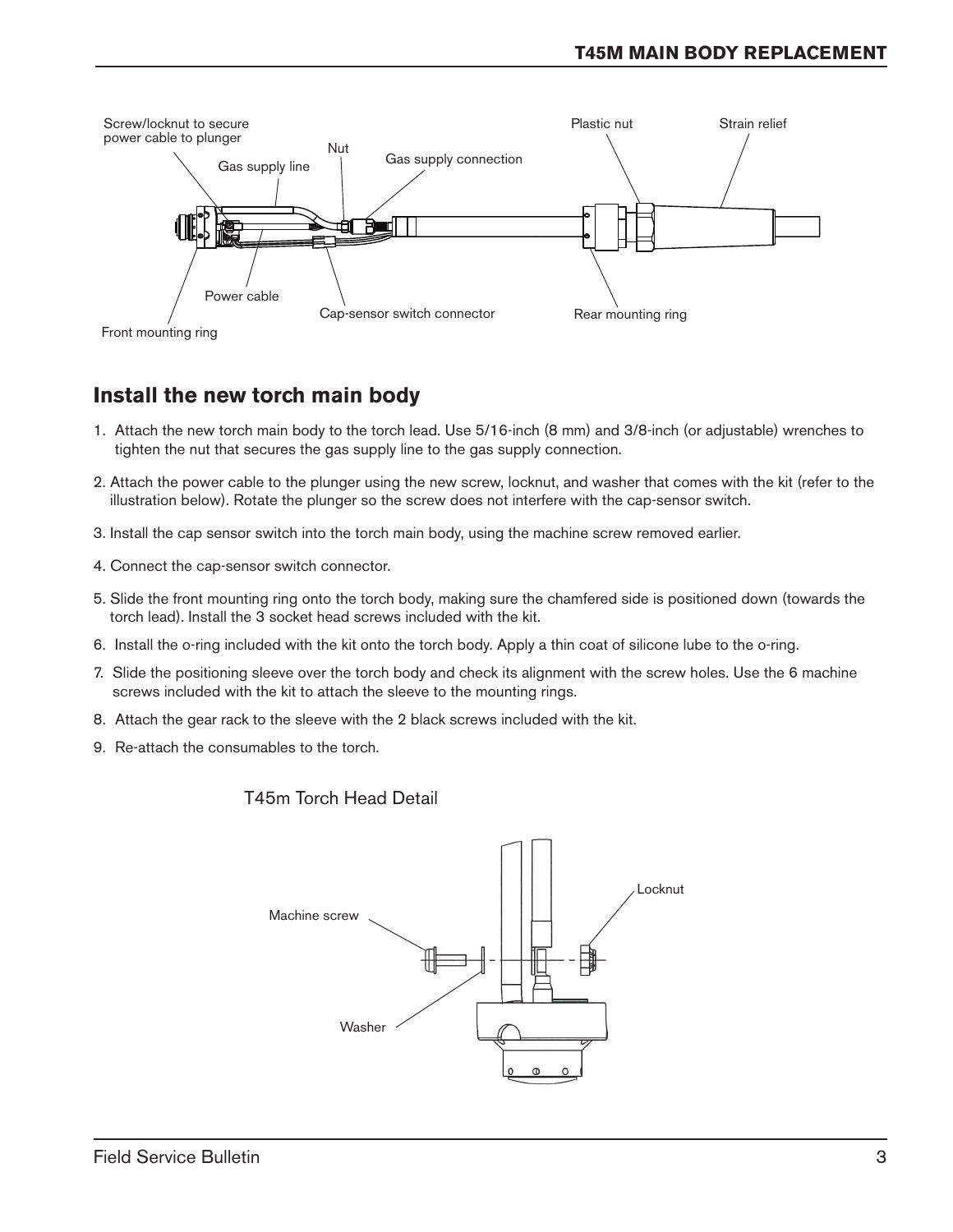## Install the new torch main body

1. Attach the new torch main body to the torch lead. Use 5/16-inch (8 mm) and 3/8-inch (or adjustable) wrenches to tighten the nut that secures the gas supply line to the gas supply connection.
2. Attach the power cable to the plunger using the new screw, locknut, and washer that comes with the kit (refer to the illustration below). Rotate the plunger so the screw does not interfere with the cap-sensor switch.
3. Install the cap sensor switch into the torch main body, using the machine screw removed earlier.
4. Connect the cap-sensor switch connector.
5. Slide the front mounting ring onto the torch body, making sure the chamfered side is positioned down (towards the torch lead). Install the 3 socket head screws included with the kit.
6. Install the o-ring included with the kit onto the torch body. Apply a thin coat of silicone lube to the o-ring.
7. Slide the positioning sleeve over the torch body and check its alignment with the screw holes. Use the 6 machine screws included with the kit to attach the sleeve to the mounting rings.
8. Attach the gear rack to the sleeve with the 2 black screws included with the kit.
9. Re-attach the consumables to the torch.

T45m Torch Head Detail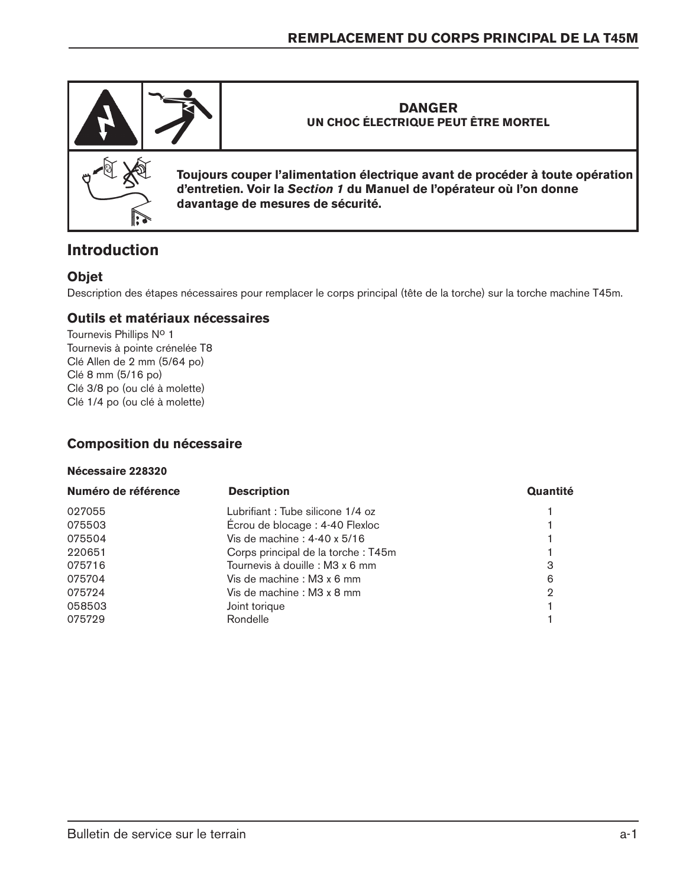**DANGER**
**UN CHOC ÉLECTRIQUE PEUT ÊTRE MORTEL**

**Toujours couper l'alimentation électrique avant de procéder à toute opération d'entretien. Voir la *Section 1* du Manuel de l'opérateur où l'on donne davantage de mesures de sécurité.**

## Introduction

### Objet

Description des étapes nécessaires pour remplacer le corps principal (tête de la torche) sur la torche machine T45m.

### Outils et matériaux nécessaires

Tournevis Phillips Nº 1
Tournevis à pointe crénelée T8
Clé Allen de 2 mm (5/64 po)
Clé 8 mm (5/16 po)
Clé 3/8 po (ou clé à molette)
Clé 1/4 po (ou clé à molette)

### Composition du nécessaire

**Nécessaire 228320**

| Numéro de référence | Description | Quantité |
|---|---|---|
| 027055 | Lubrifiant : Tube silicone 1/4 oz | 1 |
| 075503 | Écrou de blocage : 4-40 Flexloc | 1 |
| 075504 | Vis de machine : 4-40 x 5/16 | 1 |
| 220651 | Corps principal de la torche : T45m | 1 |
| 075716 | Tournevis à douille : M3 x 6 mm | 3 |
| 075704 | Vis de machine : M3 x 6 mm | 6 |
| 075724 | Vis de machine : M3 x 8 mm | 2 |
| 058503 | Joint torique | 1 |
| 075729 | Rondelle | 1 |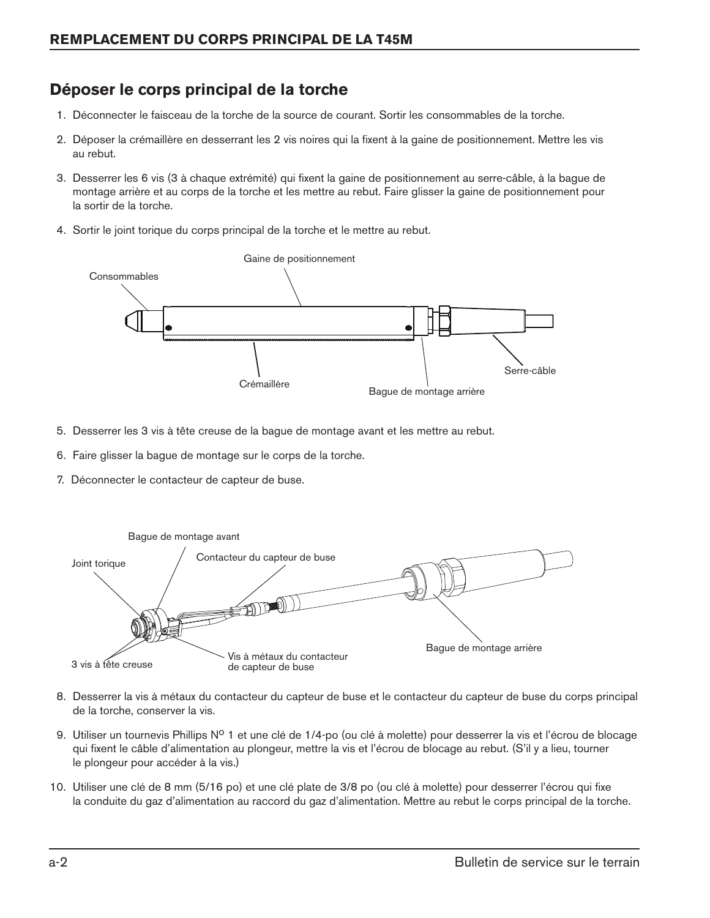## Déposer le corps principal de la torche

1. Déconnecter le faisceau de la torche de la source de courant. Sortir les consommables de la torche.
2. Déposer la crémaillère en desserrant les 2 vis noires qui la fixent à la gaine de positionnement. Mettre les vis au rebut.
3. Desserrer les 6 vis (3 à chaque extrémité) qui fixent la gaine de positionnement au serre-câble, à la bague de montage arrière et au corps de la torche et les mettre au rebut. Faire glisser la gaine de positionnement pour la sortir de la torche.
4. Sortir le joint torique du corps principal de la torche et le mettre au rebut.

Consommables

Gaine de positionnement

Crémaillère

Bague de montage arrière

Serre-câble

5. Desserrer les 3 vis à tête creuse de la bague de montage avant et les mettre au rebut.
6. Faire glisser la bague de montage sur le corps de la torche.
7. Déconnecter le contacteur de capteur de buse.

Bague de montage avant

Joint torique

Contacteur du capteur de buse

3 vis à tête creuse

Vis à métaux du contacteur de capteur de buse

Bague de montage arrière

8. Desserrer la vis à métaux du contacteur du capteur de buse et le contacteur du capteur de buse du corps principal de la torche, conserver la vis.
9. Utiliser un tournevis Phillips N[o] 1 et une clé de 1/4-po (ou clé à molette) pour desserrer la vis et l'écrou de blocage qui fixent le câble d'alimentation au plongeur, mettre la vis et l'écrou de blocage au rebut. (S'il y a lieu, tourner le plongeur pour accéder à la vis.)
10. Utiliser une clé de 8 mm (5/16 po) et une clé plate de 3/8 po (ou clé à molette) pour desserrer l'écrou qui fixe la conduite du gaz d'alimentation au raccord du gaz d'alimentation. Mettre au rebut le corps principal de la torche.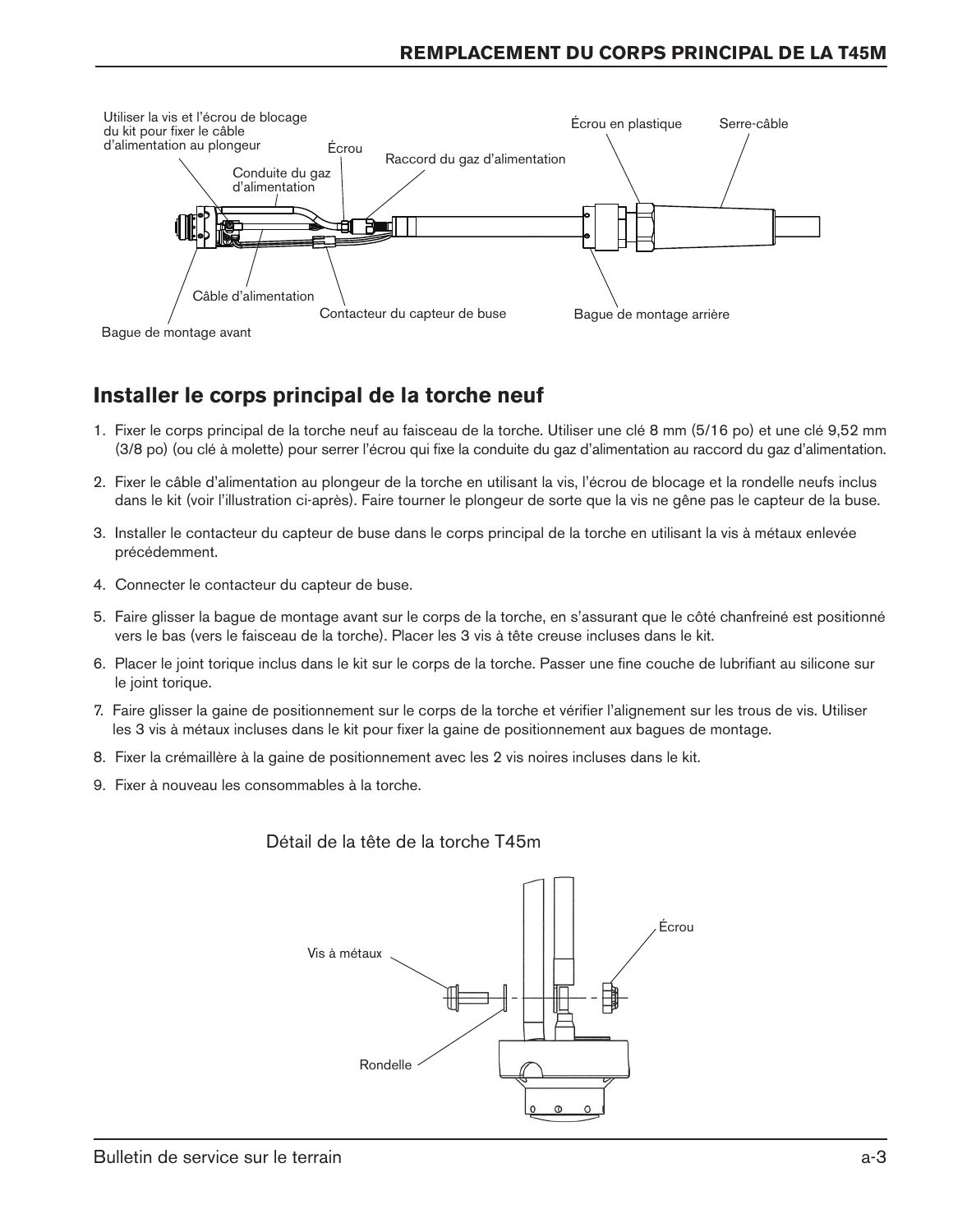Utiliser la vis et l'écrou de blocage du kit pour fixer le câble d'alimentation au plongeur

Écrou

Conduite du gaz d'alimentation

Raccord du gaz d'alimentation

Écrou en plastique

Serre-câble

Câble d'alimentation

Contacteur du capteur de buse

Bague de montage arrière

Bague de montage avant

## Installer le corps principal de la torche neuf

1. Fixer le corps principal de la torche neuf au faisceau de la torche. Utiliser une clé 8 mm (5/16 po) et une clé 9,52 mm (3/8 po) (ou clé à molette) pour serrer l'écrou qui fixe la conduite du gaz d'alimentation au raccord du gaz d'alimentation.
2. Fixer le câble d'alimentation au plongeur de la torche en utilisant la vis, l'écrou de blocage et la rondelle neufs inclus dans le kit (voir l'illustration ci-après). Faire tourner le plongeur de sorte que la vis ne gêne pas le capteur de la buse.
3. Installer le contacteur du capteur de buse dans le corps principal de la torche en utilisant la vis à métaux enlevée précédemment.
4. Connecter le contacteur du capteur de buse.
5. Faire glisser la bague de montage avant sur le corps de la torche, en s'assurant que le côté chanfreiné est positionné vers le bas (vers le faisceau de la torche). Placer les 3 vis à tête creuse incluses dans le kit.
6. Placer le joint torique inclus dans le kit sur le corps de la torche. Passer une fine couche de lubrifiant au silicone sur le joint torique.
7. Faire glisser la gaine de positionnement sur le corps de la torche et vérifier l'alignement sur les trous de vis. Utiliser les 3 vis à métaux incluses dans le kit pour fixer la gaine de positionnement aux bagues de montage.
8. Fixer la crémaillère à la gaine de positionnement avec les 2 vis noires incluses dans le kit.
9. Fixer à nouveau les consommables à la torche.

Détail de la tête de la torche T45m

Vis à métaux

Écrou

Rondelle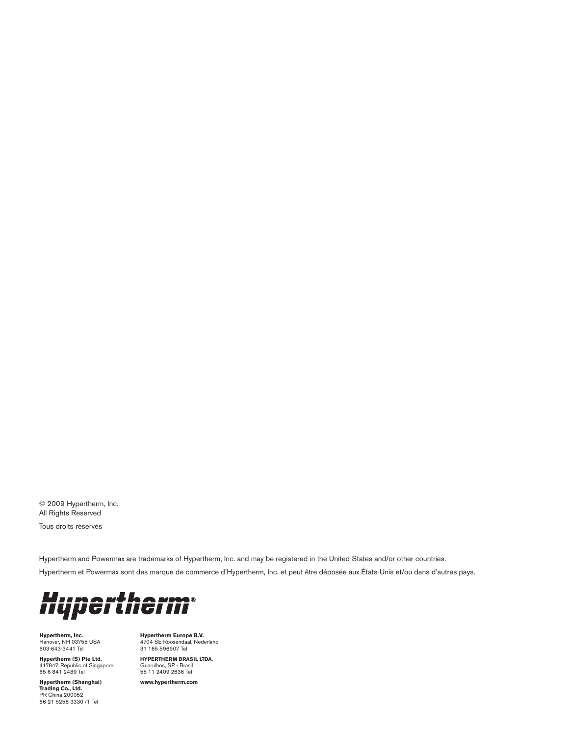© 2009 Hypertherm, Inc.
All Rights Reserved

Tous droits réservés

Hypertherm and Powermax are trademarks of Hypertherm, Inc. and may be registered in the United States and/or other countries.

Hypertherm et Powermax sont des marque de commerce d'Hypertherm, Inc. et peut être déposée aux États-Unis et/ou dans d'autres pays.

Hypertherm®

**Hypertherm, Inc.**
Hanover, NH 03755 USA
603-643-3441 Tel

**Hypertherm (S) Pte Ltd.**
417847, Republic of Singapore
65 6 841 2489 Tel

**Hypertherm (Shanghai) Trading Co., Ltd.**
PR China 200052
86-21 5258 3330 /1 Tel

**Hypertherm Europe B.V.**
4704 SE Roosendaal, Nederland
31 165 596907 Tel

**HYPERTHERM BRASIL LTDA.**
Guarulhos, SP - Brasil
55 11 2409 2636 Tel

**www.hypertherm.com**